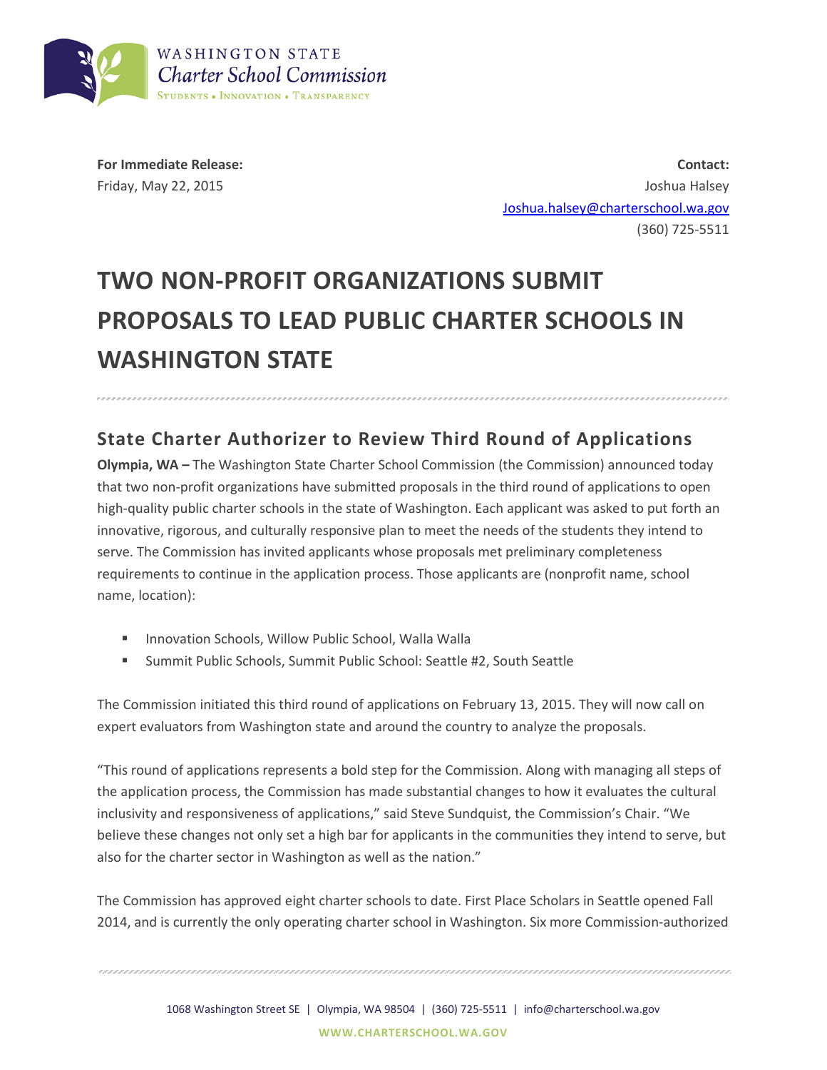WASHINGTON STATE
*Charter School Commission*
STUDENTS • INNOVATION • TRANSPARENCY

**For Immediate Release:**
Friday, May 22, 2015

**Contact:**
Joshua Halsey
Joshua.halsey@charterschool.wa.gov
(360) 725-5511

# TWO NON-PROFIT ORGANIZATIONS SUBMIT PROPOSALS TO LEAD PUBLIC CHARTER SCHOOLS IN WASHINGTON STATE

## State Charter Authorizer to Review Third Round of Applications

**Olympia, WA –** The Washington State Charter School Commission (the Commission) announced today that two non-profit organizations have submitted proposals in the third round of applications to open high-quality public charter schools in the state of Washington. Each applicant was asked to put forth an innovative, rigorous, and culturally responsive plan to meet the needs of the students they intend to serve. The Commission has invited applicants whose proposals met preliminary completeness requirements to continue in the application process. Those applicants are (nonprofit name, school name, location):

- Innovation Schools, Willow Public School, Walla Walla
- Summit Public Schools, Summit Public School: Seattle #2, South Seattle

The Commission initiated this third round of applications on February 13, 2015. They will now call on expert evaluators from Washington state and around the country to analyze the proposals.

"This round of applications represents a bold step for the Commission. Along with managing all steps of the application process, the Commission has made substantial changes to how it evaluates the cultural inclusivity and responsiveness of applications," said Steve Sundquist, the Commission's Chair. "We believe these changes not only set a high bar for applicants in the communities they intend to serve, but also for the charter sector in Washington as well as the nation."

The Commission has approved eight charter schools to date. First Place Scholars in Seattle opened Fall 2014, and is currently the only operating charter school in Washington. Six more Commission-authorized

1068 Washington Street SE | Olympia, WA 98504 | (360) 725-5511 | info@charterschool.wa.gov

WWW.CHARTERSCHOOL.WA.GOV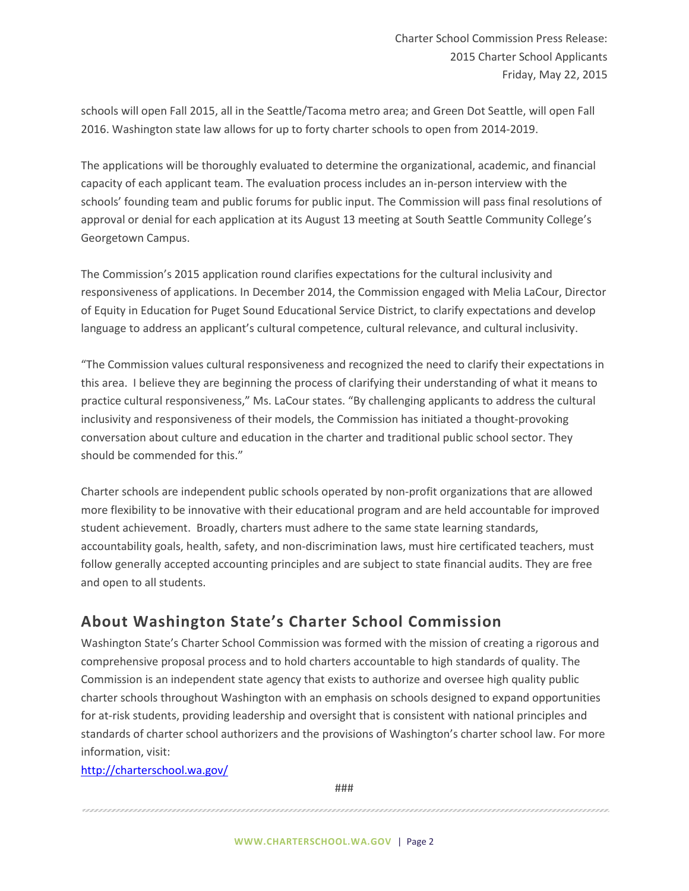schools will open Fall 2015, all in the Seattle/Tacoma metro area; and Green Dot Seattle, will open Fall 2016. Washington state law allows for up to forty charter schools to open from 2014-2019.

The applications will be thoroughly evaluated to determine the organizational, academic, and financial capacity of each applicant team. The evaluation process includes an in-person interview with the schools' founding team and public forums for public input. The Commission will pass final resolutions of approval or denial for each application at its August 13 meeting at South Seattle Community College's Georgetown Campus.

The Commission's 2015 application round clarifies expectations for the cultural inclusivity and responsiveness of applications. In December 2014, the Commission engaged with Melia LaCour, Director of Equity in Education for Puget Sound Educational Service District, to clarify expectations and develop language to address an applicant's cultural competence, cultural relevance, and cultural inclusivity.

"The Commission values cultural responsiveness and recognized the need to clarify their expectations in this area. I believe they are beginning the process of clarifying their understanding of what it means to practice cultural responsiveness," Ms. LaCour states. "By challenging applicants to address the cultural inclusivity and responsiveness of their models, the Commission has initiated a thought-provoking conversation about culture and education in the charter and traditional public school sector. They should be commended for this."

Charter schools are independent public schools operated by non-profit organizations that are allowed more flexibility to be innovative with their educational program and are held accountable for improved student achievement. Broadly, charters must adhere to the same state learning standards, accountability goals, health, safety, and non-discrimination laws, must hire certificated teachers, must follow generally accepted accounting principles and are subject to state financial audits. They are free and open to all students.

## About Washington State's Charter School Commission

Washington State's Charter School Commission was formed with the mission of creating a rigorous and comprehensive proposal process and to hold charters accountable to high standards of quality. The Commission is an independent state agency that exists to authorize and oversee high quality public charter schools throughout Washington with an emphasis on schools designed to expand opportunities for at-risk students, providing leadership and oversight that is consistent with national principles and standards of charter school authorizers and the provisions of Washington's charter school law. For more information, visit:
http://charterschool.wa.gov/

###